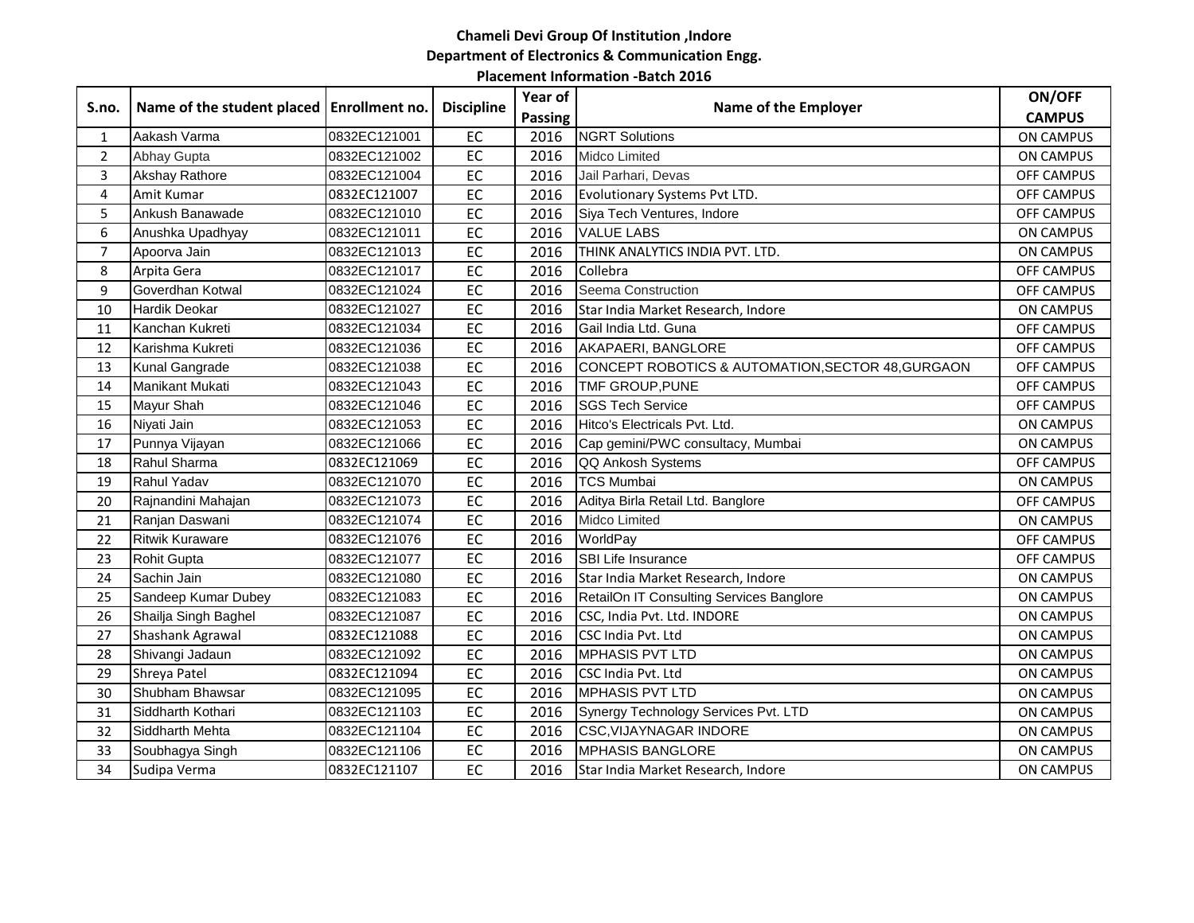# Chameli Devi Group Of Institution ,Indore

## Department of Electronics & Communication Engg.

### Placement Information -Batch 2016

| S.no. | Name of the student placed | Enrollment no. | Discipline | Year of Passing | Name of the Employer | ON/OFF CAMPUS |
|---|---|---|---|---|---|---|
| 1 | Aakash Varma | 0832EC121001 | EC | 2016 | NGRT Solutions | ON CAMPUS |
| 2 | Abhay Gupta | 0832EC121002 | EC | 2016 | Midco Limited | ON CAMPUS |
| 3 | Akshay Rathore | 0832EC121004 | EC | 2016 | Jail Parhari, Devas | OFF CAMPUS |
| 4 | Amit Kumar | 0832EC121007 | EC | 2016 | Evolutionary Systems Pvt LTD. | OFF CAMPUS |
| 5 | Ankush Banawade | 0832EC121010 | EC | 2016 | Siya Tech Ventures, Indore | OFF CAMPUS |
| 6 | Anushka Upadhyay | 0832EC121011 | EC | 2016 | VALUE LABS | ON CAMPUS |
| 7 | Apoorva Jain | 0832EC121013 | EC | 2016 | THINK ANALYTICS INDIA PVT. LTD. | ON CAMPUS |
| 8 | Arpita Gera | 0832EC121017 | EC | 2016 | Collebra | OFF CAMPUS |
| 9 | Goverdhan Kotwal | 0832EC121024 | EC | 2016 | Seema Construction | OFF CAMPUS |
| 10 | Hardik Deokar | 0832EC121027 | EC | 2016 | Star India Market Research, Indore | ON CAMPUS |
| 11 | Kanchan Kukreti | 0832EC121034 | EC | 2016 | Gail India Ltd. Guna | OFF CAMPUS |
| 12 | Karishma Kukreti | 0832EC121036 | EC | 2016 | AKAPAERI, BANGLORE | OFF CAMPUS |
| 13 | Kunal Gangrade | 0832EC121038 | EC | 2016 | CONCEPT ROBOTICS & AUTOMATION,SECTOR 48,GURGAON | OFF CAMPUS |
| 14 | Manikant Mukati | 0832EC121043 | EC | 2016 | TMF GROUP,PUNE | OFF CAMPUS |
| 15 | Mayur Shah | 0832EC121046 | EC | 2016 | SGS Tech Service | OFF CAMPUS |
| 16 | Niyati Jain | 0832EC121053 | EC | 2016 | Hitco's Electricals Pvt. Ltd. | ON CAMPUS |
| 17 | Punnya Vijayan | 0832EC121066 | EC | 2016 | Cap gemini/PWC consultacy, Mumbai | ON CAMPUS |
| 18 | Rahul Sharma | 0832EC121069 | EC | 2016 | QQ Ankosh Systems | OFF CAMPUS |
| 19 | Rahul Yadav | 0832EC121070 | EC | 2016 | TCS Mumbai | ON CAMPUS |
| 20 | Rajnandini Mahajan | 0832EC121073 | EC | 2016 | Aditya Birla Retail Ltd. Banglore | OFF CAMPUS |
| 21 | Ranjan Daswani | 0832EC121074 | EC | 2016 | Midco Limited | ON CAMPUS |
| 22 | Ritwik Kuraware | 0832EC121076 | EC | 2016 | WorldPay | OFF CAMPUS |
| 23 | Rohit Gupta | 0832EC121077 | EC | 2016 | SBI Life Insurance | OFF CAMPUS |
| 24 | Sachin Jain | 0832EC121080 | EC | 2016 | Star India Market Research, Indore | ON CAMPUS |
| 25 | Sandeep Kumar Dubey | 0832EC121083 | EC | 2016 | RetailOn IT Consulting Services Banglore | ON CAMPUS |
| 26 | Shailja Singh Baghel | 0832EC121087 | EC | 2016 | CSC, India Pvt. Ltd. INDORE | ON CAMPUS |
| 27 | Shashank Agrawal | 0832EC121088 | EC | 2016 | CSC India Pvt. Ltd | ON CAMPUS |
| 28 | Shivangi Jadaun | 0832EC121092 | EC | 2016 | MPHASIS PVT LTD | ON CAMPUS |
| 29 | Shreya Patel | 0832EC121094 | EC | 2016 | CSC India Pvt. Ltd | ON CAMPUS |
| 30 | Shubham Bhawsar | 0832EC121095 | EC | 2016 | MPHASIS PVT LTD | ON CAMPUS |
| 31 | Siddharth Kothari | 0832EC121103 | EC | 2016 | Synergy Technology Services Pvt. LTD | ON CAMPUS |
| 32 | Siddharth Mehta | 0832EC121104 | EC | 2016 | CSC,VIJAYNAGAR INDORE | ON CAMPUS |
| 33 | Soubhagya Singh | 0832EC121106 | EC | 2016 | MPHASIS BANGLORE | ON CAMPUS |
| 34 | Sudipa Verma | 0832EC121107 | EC | 2016 | Star India Market Research, Indore | ON CAMPUS |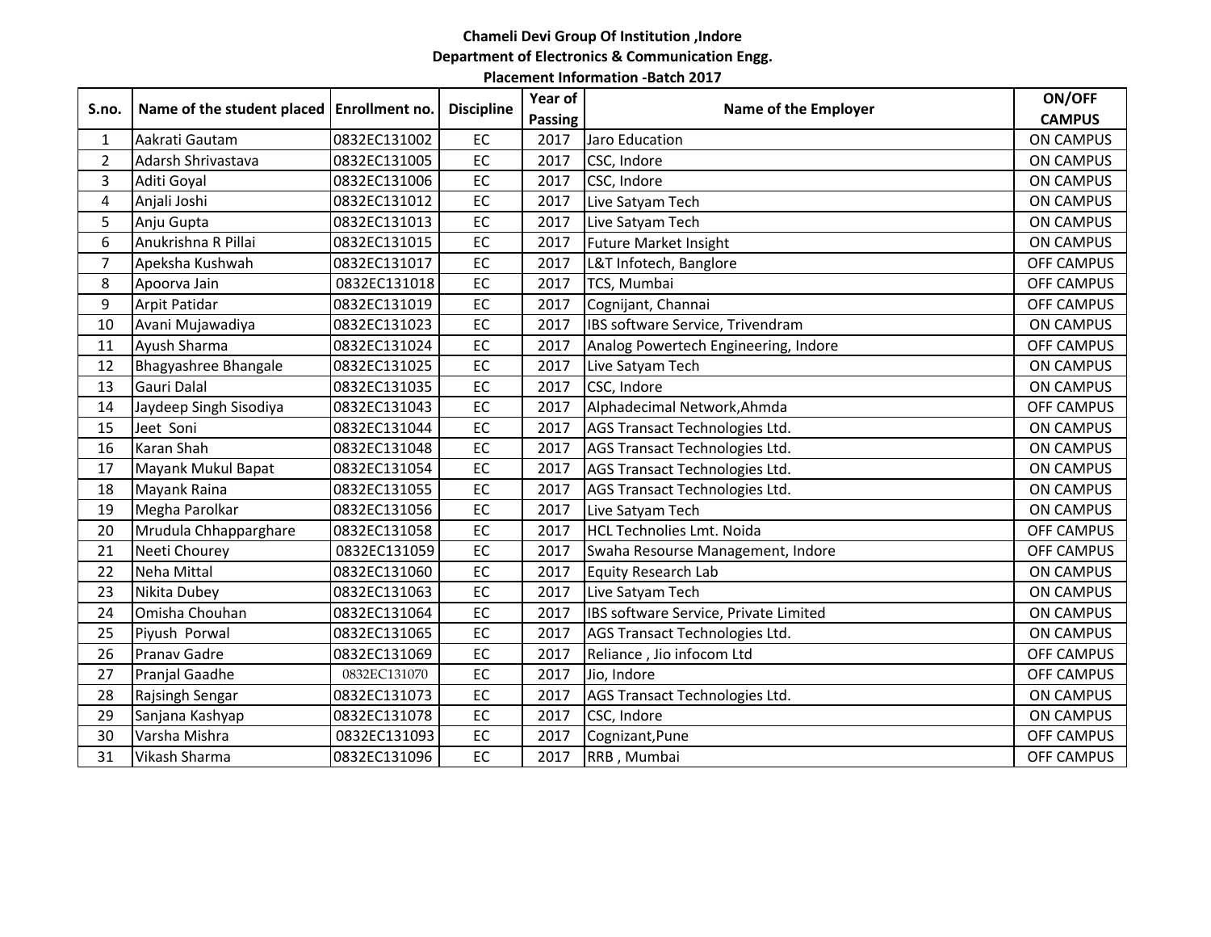**Chameli Devi Group Of Institution ,Indore**

**Department of Electronics & Communication Engg.**

**Placement Information -Batch 2017**

| S.no. | Name of the student placed | Enrollment no. | Discipline | Year of Passing | Name of the Employer | ON/OFF CAMPUS |
|---|---|---|---|---|---|---|
| 1 | Aakrati Gautam | 0832EC131002 | EC | 2017 | Jaro Education | ON CAMPUS |
| 2 | Adarsh Shrivastava | 0832EC131005 | EC | 2017 | CSC, Indore | ON CAMPUS |
| 3 | Aditi Goyal | 0832EC131006 | EC | 2017 | CSC, Indore | ON CAMPUS |
| 4 | Anjali Joshi | 0832EC131012 | EC | 2017 | Live Satyam Tech | ON CAMPUS |
| 5 | Anju Gupta | 0832EC131013 | EC | 2017 | Live Satyam Tech | ON CAMPUS |
| 6 | Anukrishna R Pillai | 0832EC131015 | EC | 2017 | Future Market Insight | ON CAMPUS |
| 7 | Apeksha Kushwah | 0832EC131017 | EC | 2017 | L&T Infotech, Banglore | OFF CAMPUS |
| 8 | Apoorva Jain | 0832EC131018 | EC | 2017 | TCS, Mumbai | OFF CAMPUS |
| 9 | Arpit Patidar | 0832EC131019 | EC | 2017 | Cognijant, Channai | OFF CAMPUS |
| 10 | Avani Mujawadiya | 0832EC131023 | EC | 2017 | IBS software Service, Trivendram | ON CAMPUS |
| 11 | Ayush Sharma | 0832EC131024 | EC | 2017 | Analog Powertech Engineering, Indore | OFF CAMPUS |
| 12 | Bhagyashree Bhangale | 0832EC131025 | EC | 2017 | Live Satyam Tech | ON CAMPUS |
| 13 | Gauri Dalal | 0832EC131035 | EC | 2017 | CSC, Indore | ON CAMPUS |
| 14 | Jaydeep Singh Sisodiya | 0832EC131043 | EC | 2017 | Alphadecimal Network,Ahmda | OFF CAMPUS |
| 15 | Jeet Soni | 0832EC131044 | EC | 2017 | AGS Transact Technologies Ltd. | ON CAMPUS |
| 16 | Karan Shah | 0832EC131048 | EC | 2017 | AGS Transact Technologies Ltd. | ON CAMPUS |
| 17 | Mayank Mukul Bapat | 0832EC131054 | EC | 2017 | AGS Transact Technologies Ltd. | ON CAMPUS |
| 18 | Mayank Raina | 0832EC131055 | EC | 2017 | AGS Transact Technologies Ltd. | ON CAMPUS |
| 19 | Megha Parolkar | 0832EC131056 | EC | 2017 | Live Satyam Tech | ON CAMPUS |
| 20 | Mrudula Chhapparghare | 0832EC131058 | EC | 2017 | HCL Technolies Lmt. Noida | OFF CAMPUS |
| 21 | Neeti Chourey | 0832EC131059 | EC | 2017 | Swaha Resourse Management, Indore | OFF CAMPUS |
| 22 | Neha Mittal | 0832EC131060 | EC | 2017 | Equity Research Lab | ON CAMPUS |
| 23 | Nikita Dubey | 0832EC131063 | EC | 2017 | Live Satyam Tech | ON CAMPUS |
| 24 | Omisha Chouhan | 0832EC131064 | EC | 2017 | IBS software Service, Private Limited | ON CAMPUS |
| 25 | Piyush Porwal | 0832EC131065 | EC | 2017 | AGS Transact Technologies Ltd. | ON CAMPUS |
| 26 | Pranav Gadre | 0832EC131069 | EC | 2017 | Reliance , Jio infocom Ltd | OFF CAMPUS |
| 27 | Pranjal Gaadhe | 0832EC131070 | EC | 2017 | Jio, Indore | OFF CAMPUS |
| 28 | Rajsingh Sengar | 0832EC131073 | EC | 2017 | AGS Transact Technologies Ltd. | ON CAMPUS |
| 29 | Sanjana Kashyap | 0832EC131078 | EC | 2017 | CSC, Indore | ON CAMPUS |
| 30 | Varsha Mishra | 0832EC131093 | EC | 2017 | Cognizant,Pune | OFF CAMPUS |
| 31 | Vikash Sharma | 0832EC131096 | EC | 2017 | RRB , Mumbai | OFF CAMPUS |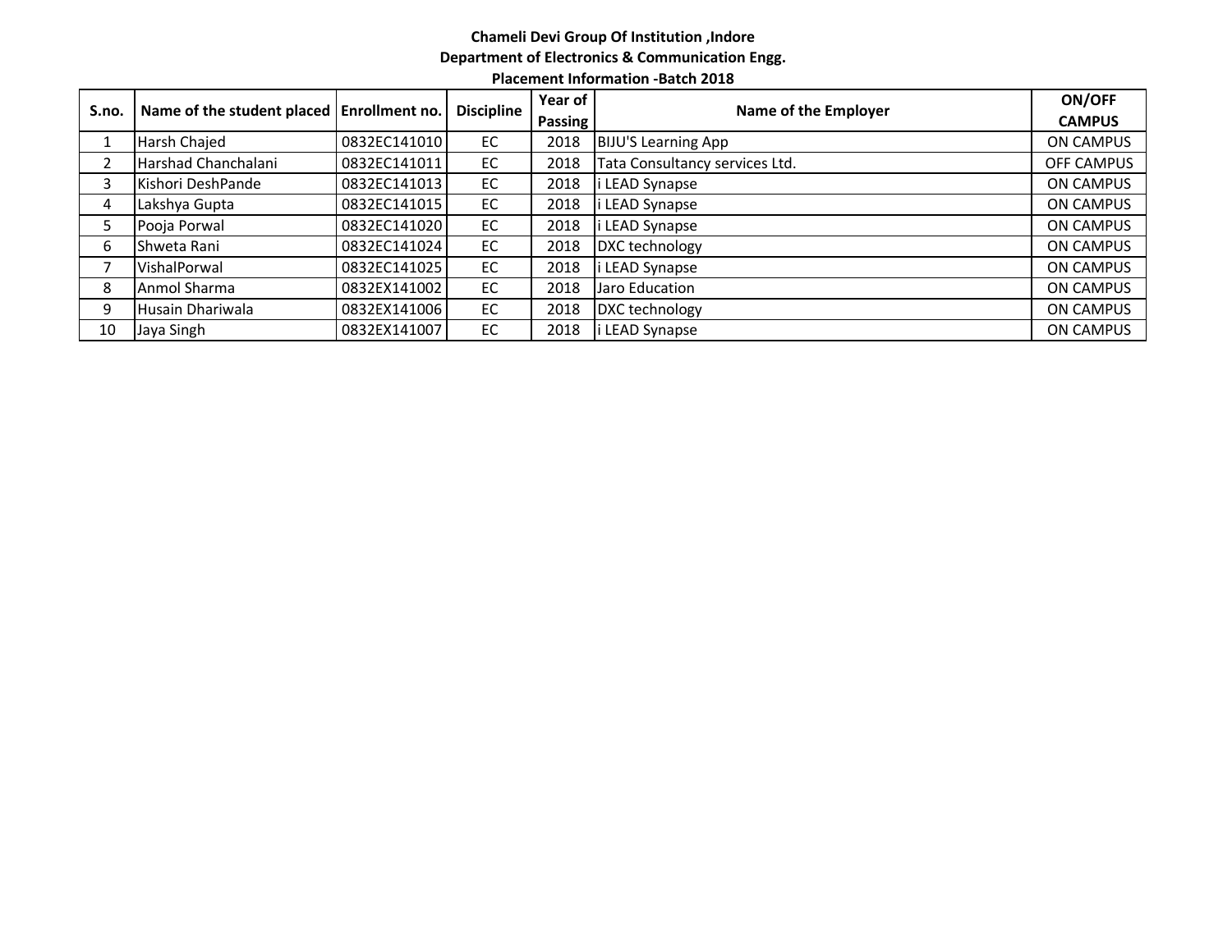**Chameli Devi Group Of Institution ,Indore**

**Department of Electronics & Communication Engg.**

**Placement Information -Batch 2018**

| S.no. | Name of the student placed | Enrollment no. | Discipline | Year of Passing | Name of the Employer | ON/OFF CAMPUS |
|---|---|---|---|---|---|---|
| 1 | Harsh Chajed | 0832EC141010 | EC | 2018 | BIJU'S Learning App | ON CAMPUS |
| 2 | Harshad Chanchalani | 0832EC141011 | EC | 2018 | Tata Consultancy services Ltd. | OFF CAMPUS |
| 3 | Kishori DeshPande | 0832EC141013 | EC | 2018 | i LEAD Synapse | ON CAMPUS |
| 4 | Lakshya Gupta | 0832EC141015 | EC | 2018 | i LEAD Synapse | ON CAMPUS |
| 5 | Pooja Porwal | 0832EC141020 | EC | 2018 | i LEAD Synapse | ON CAMPUS |
| 6 | Shweta Rani | 0832EC141024 | EC | 2018 | DXC technology | ON CAMPUS |
| 7 | VishalPorwal | 0832EC141025 | EC | 2018 | i LEAD Synapse | ON CAMPUS |
| 8 | Anmol Sharma | 0832EX141002 | EC | 2018 | Jaro Education | ON CAMPUS |
| 9 | Husain Dhariwala | 0832EX141006 | EC | 2018 | DXC technology | ON CAMPUS |
| 10 | Jaya Singh | 0832EX141007 | EC | 2018 | i LEAD Synapse | ON CAMPUS |